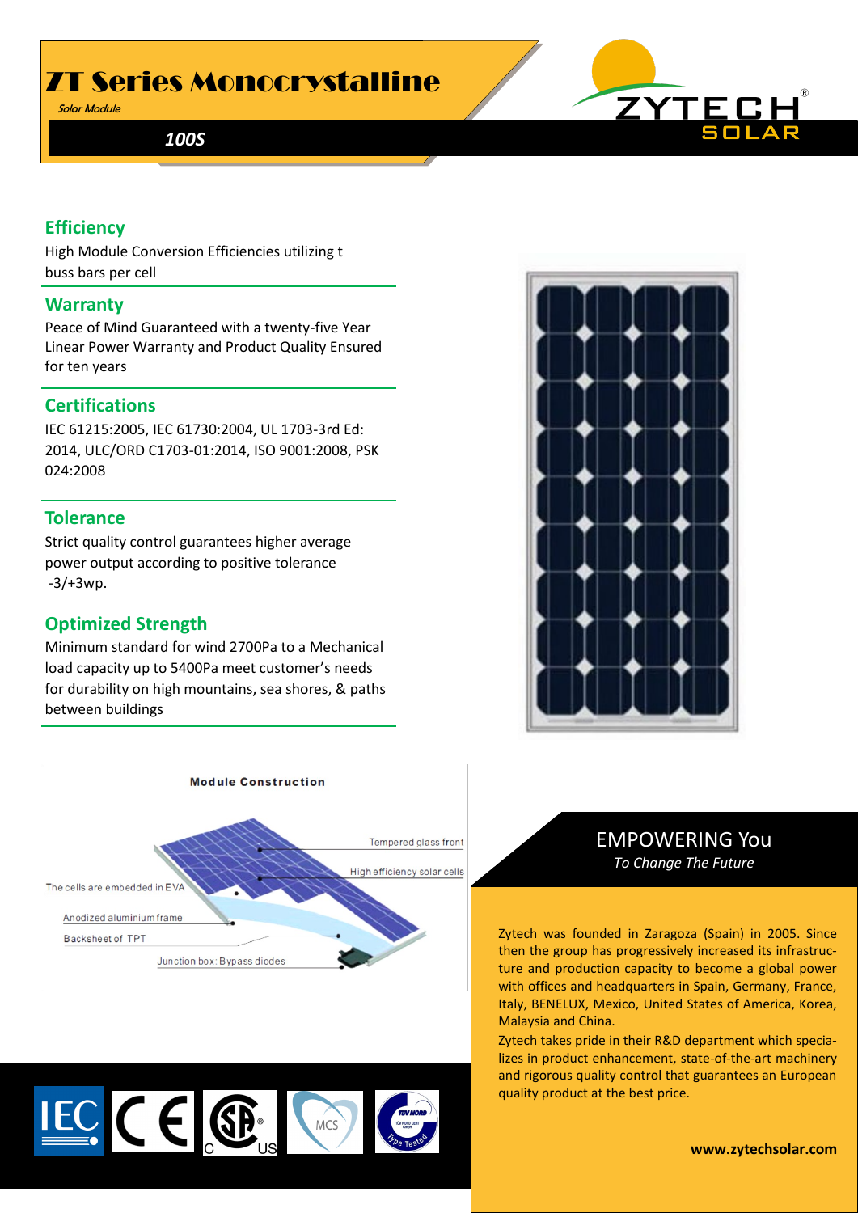# ZT Series Monocrystalline

*Solar Module*

***100S***

ZYTECH® SOLAR

## Efficiency

High Module Conversion Efficiencies utilizing t buss bars per cell

## Warranty

Peace of Mind Guaranteed with a twenty-five Year Linear Power Warranty and Product Quality Ensured for ten years

## Certifications

IEC 61215:2005, IEC 61730:2004, UL 1703-3rd Ed: 2014, ULC/ORD C1703-01:2014, ISO 9001:2008, PSK 024:2008

## Tolerance

Strict quality control guarantees higher average power output according to positive tolerance -3/+3wp.

## Optimized Strength

Minimum standard for wind 2700Pa to a Mechanical load capacity up to 5400Pa meet customer's needs for durability on high mountains, sea shores, & paths between buildings

**Module Construction**

- Tempered glass front
- High efficiency solar cells
- The cells are embedded in EVA
- Anodized aluminium frame
- Backsheet of TPT
- Junction box: Bypass diodes

## EMPOWERING You

*To Change The Future*

Zytech was founded in Zaragoza (Spain) in 2005. Since then the group has progressively increased its infrastructure and production capacity to become a global power with offices and headquarters in Spain, Germany, France, Italy, BENELUX, Mexico, United States of America, Korea, Malaysia and China.

Zytech takes pride in their R&D department which specializes in product enhancement, state-of-the-art machinery and rigorous quality control that guarantees an European quality product at the best price.

**www.zytechsolar.com**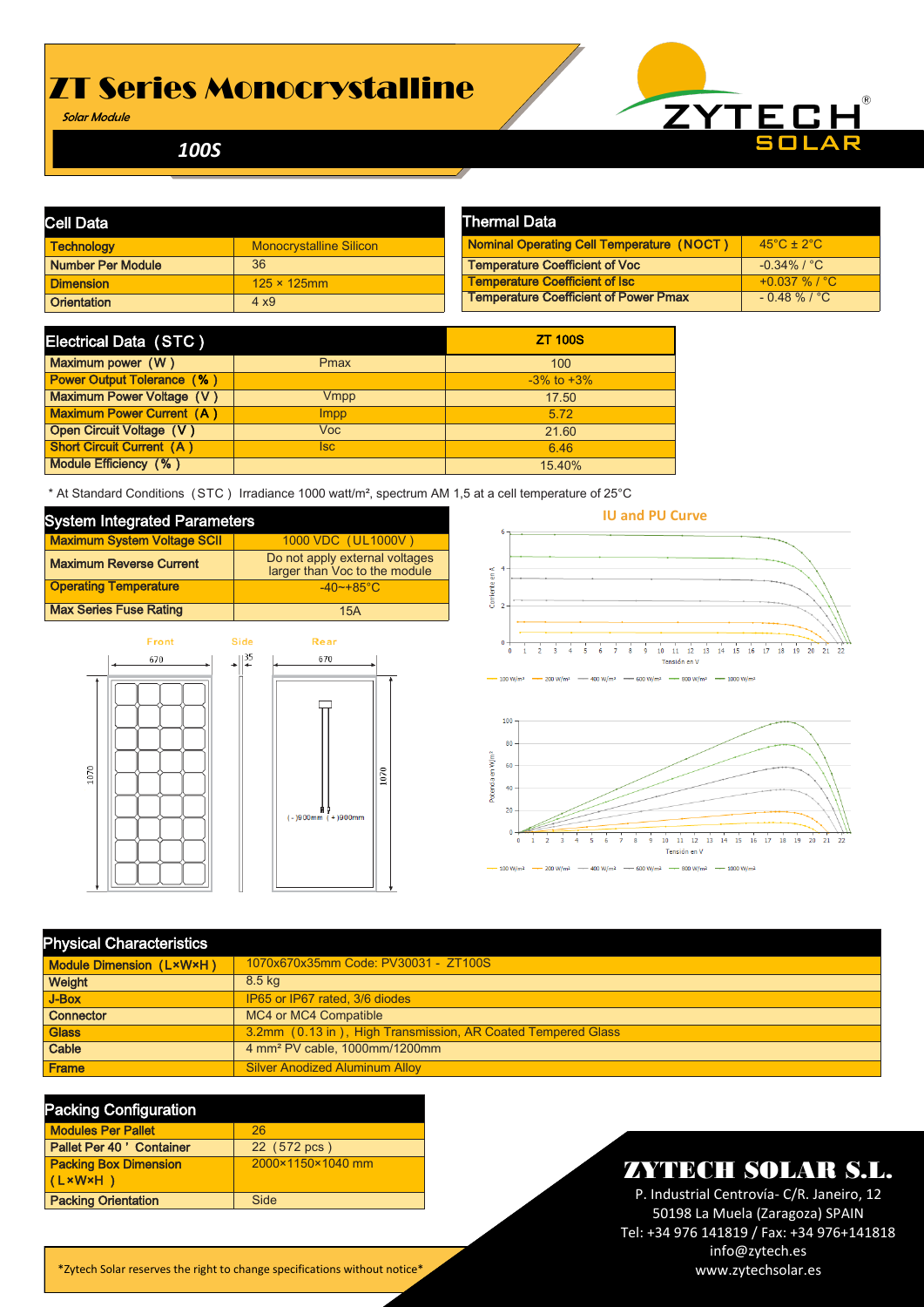# ZT Series Monocrystalline

*Solar Module*

**100S**

ZYTECH® SOLAR

## Cell Data

| Cell Data | |
|---|---|
| Technology | Monocrystalline Silicon |
| Number Per Module | 36 |
| Dimension | 125 × 125mm |
| Orientation | 4 x9 |

## Thermal Data

| Thermal Data | |
|---|---|
| Nominal Operating Cell Temperature（NOCT） | 45°C ± 2°C |
| Temperature Coefficient of Voc | -0.34% / °C |
| Temperature Coefficient of Isc | +0.037 % / °C |
| Temperature Coefficient of Power Pmax | - 0.48 % / °C |

## Electrical Data（STC）

| Electrical Data（STC） | | ZT 100S |
|---|---|---|
| Maximum power （W） | Pmax | 100 |
| Power Output Tolerance （%） | | -3% to +3% |
| Maximum Power Voltage （V） | Vmpp | 17.50 |
| Maximum Power Current （A） | Impp | 5.72 |
| Open Circuit Voltage （V） | Voc | 21.60 |
| Short Circuit Current （A） | Isc | 6.46 |
| Module Efficiency （%） | | 15.40% |

\* At Standard Conditions（STC） Irradiance 1000 watt/m², spectrum AM 1,5 at a cell temperature of 25°C

## System Integrated Parameters

| System Integrated Parameters | |
|---|---|
| Maximum System Voltage SCII | 1000 VDC（UL1000V） |
| Maximum Reverse Current | Do not apply external voltages larger than Voc to the module |
| Operating Temperature | -40~+85°C |
| Max Series Fuse Rating | 15A |

IU and PU Curve

Corriente en A

Tensión en V

Potencia en W/m²

100 W/m² 200 W/m² 400 W/m² 600 W/m² 800 W/m² 1000 W/m²

Front Side Rear

670 35 670 1070 1070

(-)900mm (+)900mm

## Physical Characteristics

| Physical Characteristics | |
|---|---|
| Module Dimension（L×W×H） | 1070x670x35mm Code: PV30031 - ZT100S |
| Weight | 8.5 kg |
| J-Box | IP65 or IP67 rated, 3/6 diodes |
| Connector | MC4 or MC4 Compatible |
| Glass | 3.2mm （0.13 in）, High Transmission, AR Coated Tempered Glass |
| Cable | 4 mm² PV cable, 1000mm/1200mm |
| Frame | Silver Anodized Aluminum Alloy |

## Packing Configuration

| Packing Configuration | |
|---|---|
| Modules Per Pallet | 26 |
| Pallet Per 40 ' Container | 22 （572 pcs） |
| Packing Box Dimension （L×W×H） | 2000×1150×1040 mm |
| Packing Orientation | Side |

\*Zytech Solar reserves the right to change specifications without notice\*

**ZYTECH SOLAR S.L.**

P. Industrial Centrovía- C/R. Janeiro, 12
50198 La Muela (Zaragoza) SPAIN
Tel: +34 976 141819 / Fax: +34 976+141818
info@zytech.es
www.zytechsolar.es